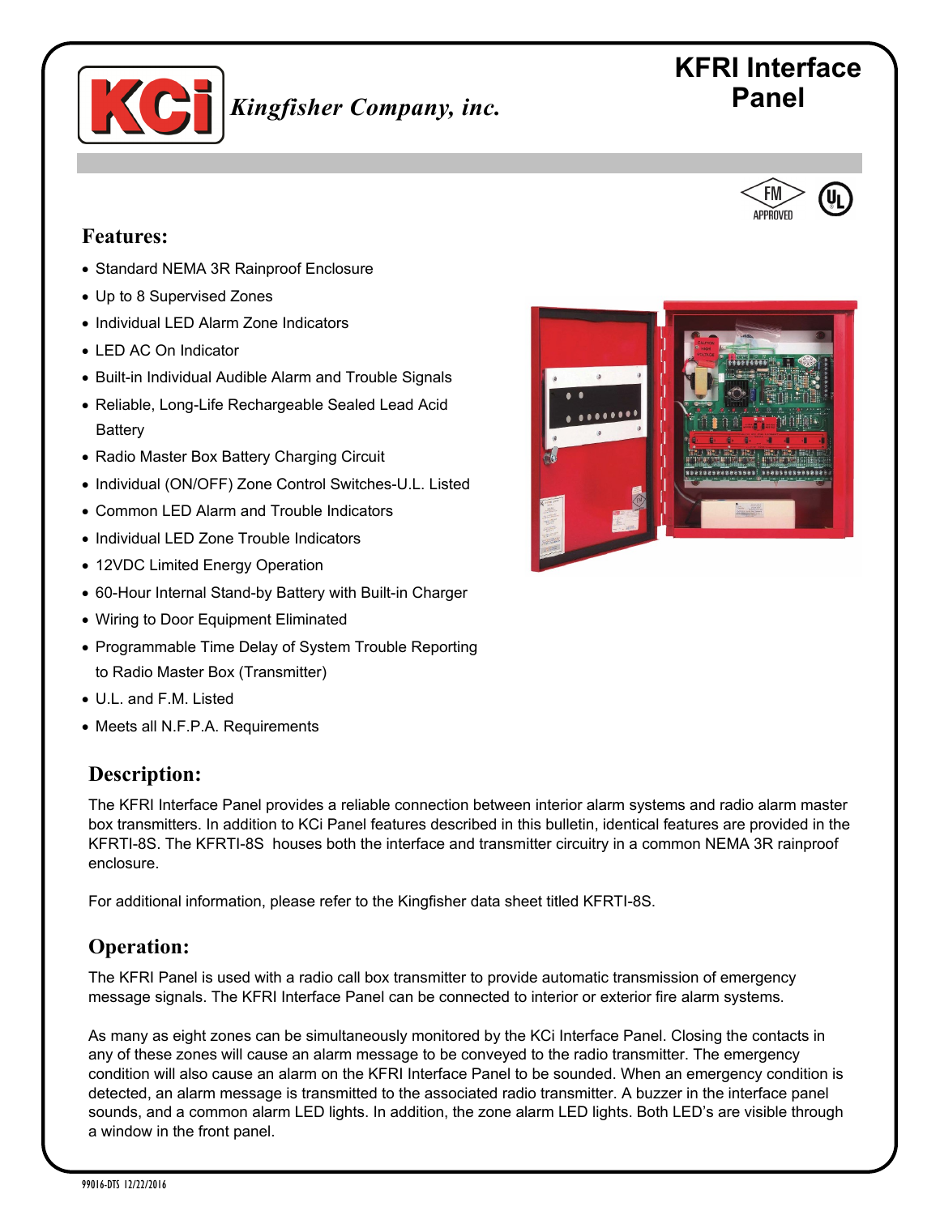# KFRI Interface Panel

*Kingfisher Company, inc.*

## Features:

- Standard NEMA 3R Rainproof Enclosure
- Up to 8 Supervised Zones
- Individual LED Alarm Zone Indicators
- LED AC On Indicator
- Built-in Individual Audible Alarm and Trouble Signals
- Reliable, Long-Life Rechargeable Sealed Lead Acid Battery
- Radio Master Box Battery Charging Circuit
- Individual (ON/OFF) Zone Control Switches-U.L. Listed
- Common LED Alarm and Trouble Indicators
- Individual LED Zone Trouble Indicators
- 12VDC Limited Energy Operation
- 60-Hour Internal Stand-by Battery with Built-in Charger
- Wiring to Door Equipment Eliminated
- Programmable Time Delay of System Trouble Reporting to Radio Master Box (Transmitter)
- U.L. and F.M. Listed
- Meets all N.F.P.A. Requirements

## Description:

The KFRI Interface Panel provides a reliable connection between interior alarm systems and radio alarm master box transmitters. In addition to KCi Panel features described in this bulletin, identical features are provided in the KFRTI-8S. The KFRTI-8S houses both the interface and transmitter circuitry in a common NEMA 3R rainproof enclosure.

For additional information, please refer to the Kingfisher data sheet titled KFRTI-8S.

## Operation:

The KFRI Panel is used with a radio call box transmitter to provide automatic transmission of emergency message signals. The KFRI Interface Panel can be connected to interior or exterior fire alarm systems.

As many as eight zones can be simultaneously monitored by the KCi Interface Panel. Closing the contacts in any of these zones will cause an alarm message to be conveyed to the radio transmitter. The emergency condition will also cause an alarm on the KFRI Interface Panel to be sounded. When an emergency condition is detected, an alarm message is transmitted to the associated radio transmitter. A buzzer in the interface panel sounds, and a common alarm LED lights. In addition, the zone alarm LED lights. Both LED's are visible through a window in the front panel.

99016-DTS 12/22/2016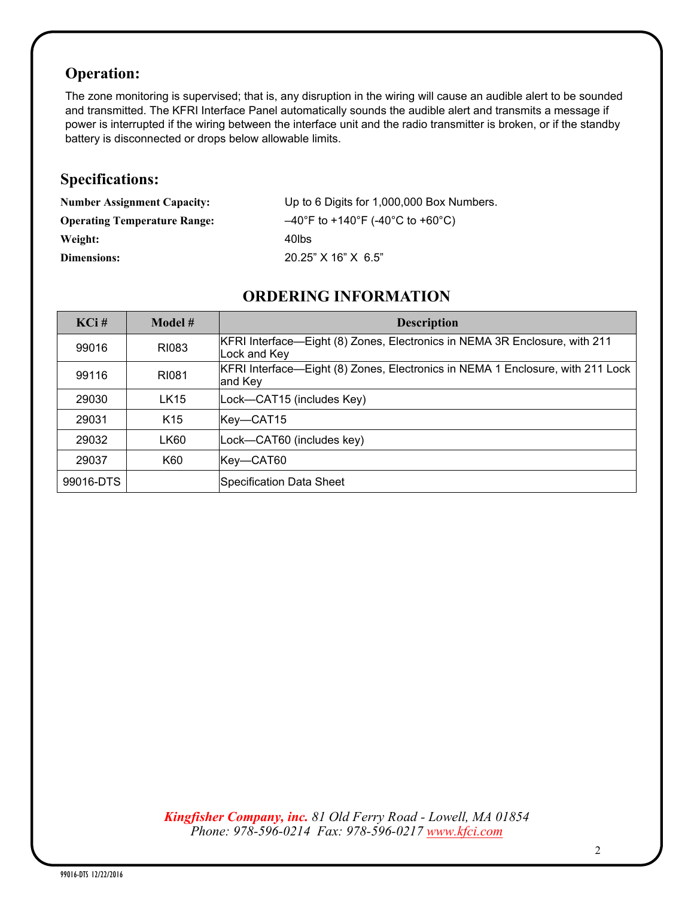## Operation:

The zone monitoring is supervised; that is, any disruption in the wiring will cause an audible alert to be sounded and transmitted. The KFRI Interface Panel automatically sounds the audible alert and transmits a message if power is interrupted if the wiring between the interface unit and the radio transmitter is broken, or if the standby battery is disconnected or drops below allowable limits.

## Specifications:

**Number Assignment Capacity:** Up to 6 Digits for 1,000,000 Box Numbers.

**Operating Temperature Range:** –40°F to +140°F (-40°C to +60°C)

**Weight:** 40lbs

**Dimensions:** 20.25” X 16” X 6.5”

## ORDERING INFORMATION

| KCi # | Model # | Description |
|---|---|---|
| 99016 | RI083 | KFRI Interface—Eight (8) Zones, Electronics in NEMA 3R Enclosure, with 211 Lock and Key |
| 99116 | RI081 | KFRI Interface—Eight (8) Zones, Electronics in NEMA 1 Enclosure, with 211 Lock and Key |
| 29030 | LK15 | Lock—CAT15 (includes Key) |
| 29031 | K15 | Key—CAT15 |
| 29032 | LK60 | Lock—CAT60 (includes key) |
| 29037 | K60 | Key—CAT60 |
| 99016-DTS | | Specification Data Sheet |

*Kingfisher Company, inc. 81 Old Ferry Road - Lowell, MA 01854*
*Phone: 978-596-0214 Fax: 978-596-0217 www.kfci.com*

99016-DTS 12/22/2016